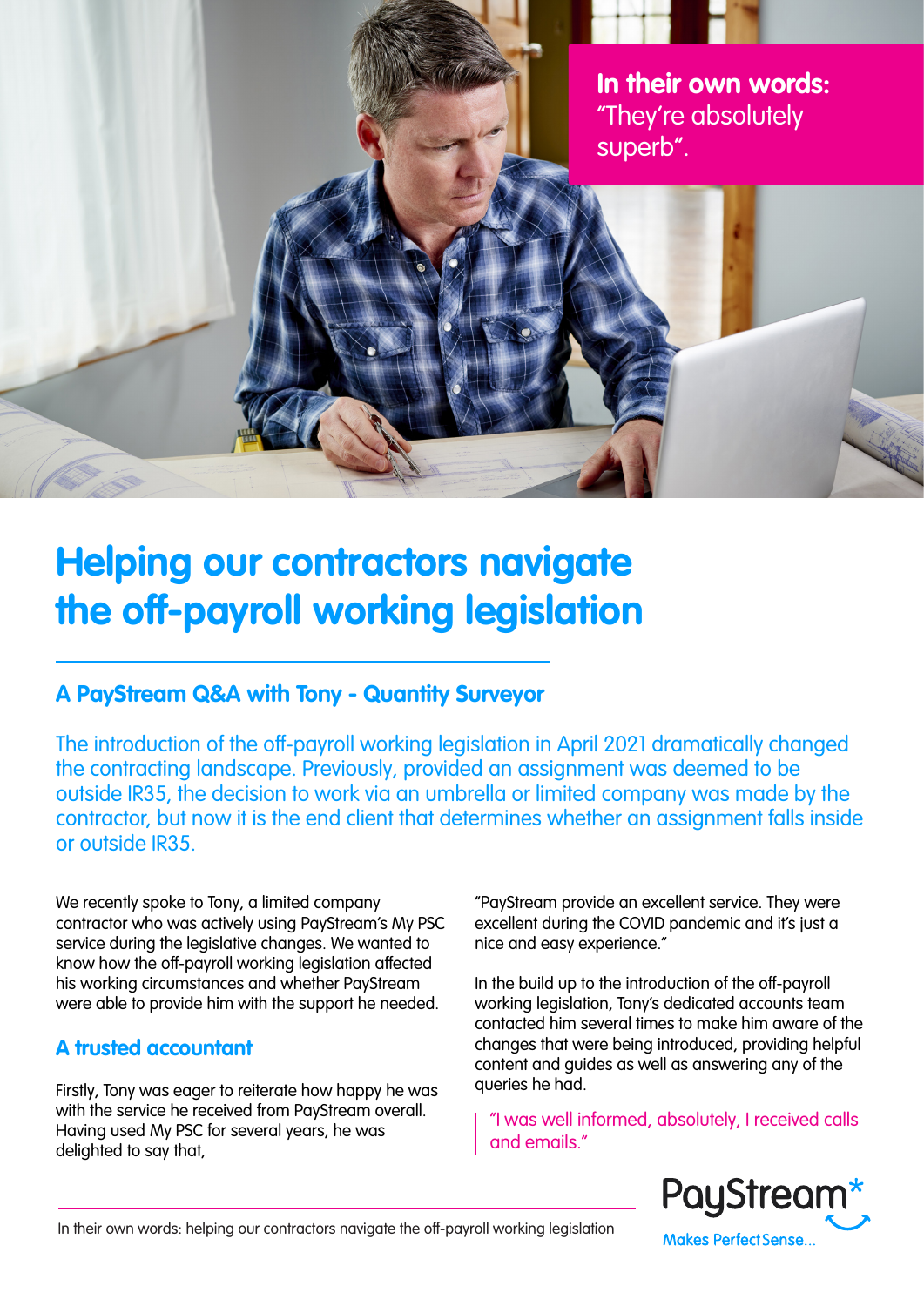**In their own words:** "They're absolutely superb".

# Helping our contractors navigate the off-payroll working legislation

## A PayStream Q&A with Tony - Quantity Surveyor

The introduction of the off-payroll working legislation in April 2021 dramatically changed the contracting landscape. Previously, provided an assignment was deemed to be outside IR35, the decision to work via an umbrella or limited company was made by the contractor, but now it is the end client that determines whether an assignment falls inside or outside IR35.

We recently spoke to Tony, a limited company contractor who was actively using PayStream's My PSC service during the legislative changes. We wanted to know how the off-payroll working legislation affected his working circumstances and whether PayStream were able to provide him with the support he needed.

### A trusted accountant

Firstly, Tony was eager to reiterate how happy he was with the service he received from PayStream overall. Having used My PSC for several years, he was delighted to say that,

"PayStream provide an excellent service. They were excellent during the COVID pandemic and it's just a nice and easy experience."

In the build up to the introduction of the off-payroll working legislation, Tony's dedicated accounts team contacted him several times to make him aware of the changes that were being introduced, providing helpful content and guides as well as answering any of the queries he had.

> "I was well informed, absolutely, I received calls and emails."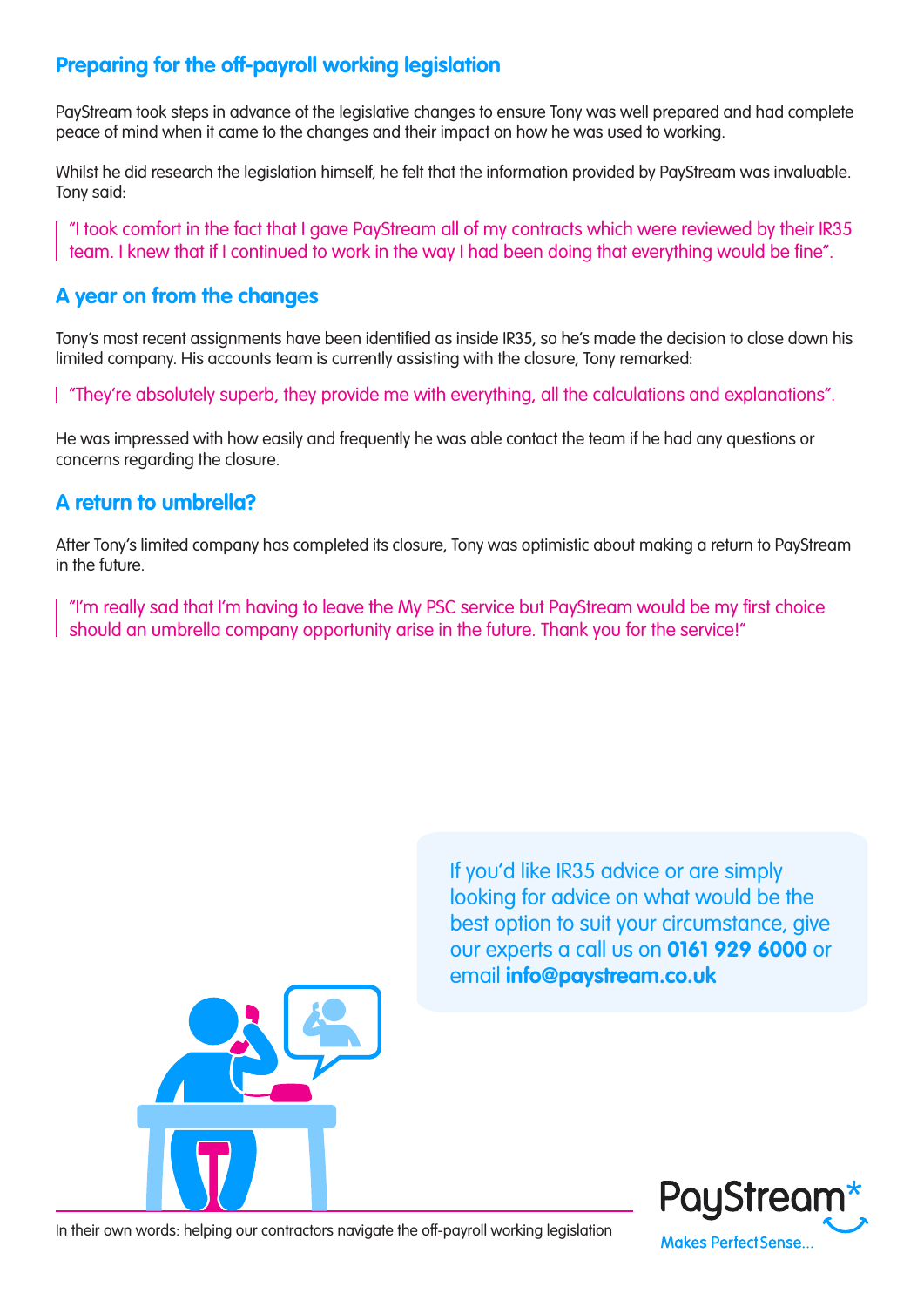## Preparing for the off-payroll working legislation

PayStream took steps in advance of the legislative changes to ensure Tony was well prepared and had complete peace of mind when it came to the changes and their impact on how he was used to working.

Whilst he did research the legislation himself, he felt that the information provided by PayStream was invaluable. Tony said:

> "I took comfort in the fact that I gave PayStream all of my contracts which were reviewed by their IR35 team. I knew that if I continued to work in the way I had been doing that everything would be fine".

## A year on from the changes

Tony's most recent assignments have been identified as inside IR35, so he's made the decision to close down his limited company. His accounts team is currently assisting with the closure, Tony remarked:

> "They're absolutely superb, they provide me with everything, all the calculations and explanations".

He was impressed with how easily and frequently he was able contact the team if he had any questions or concerns regarding the closure.

## A return to umbrella?

After Tony's limited company has completed its closure, Tony was optimistic about making a return to PayStream in the future.

> "I'm really sad that I'm having to leave the My PSC service but PayStream would be my first choice should an umbrella company opportunity arise in the future. Thank you for the service!"

If you'd like IR35 advice or are simply looking for advice on what would be the best option to suit your circumstance, give our experts a call us on **0161 929 6000** or email **info@paystream.co.uk**

In their own words: helping our contractors navigate the off-payroll working legislation

PayStream* Makes Perfect Sense...